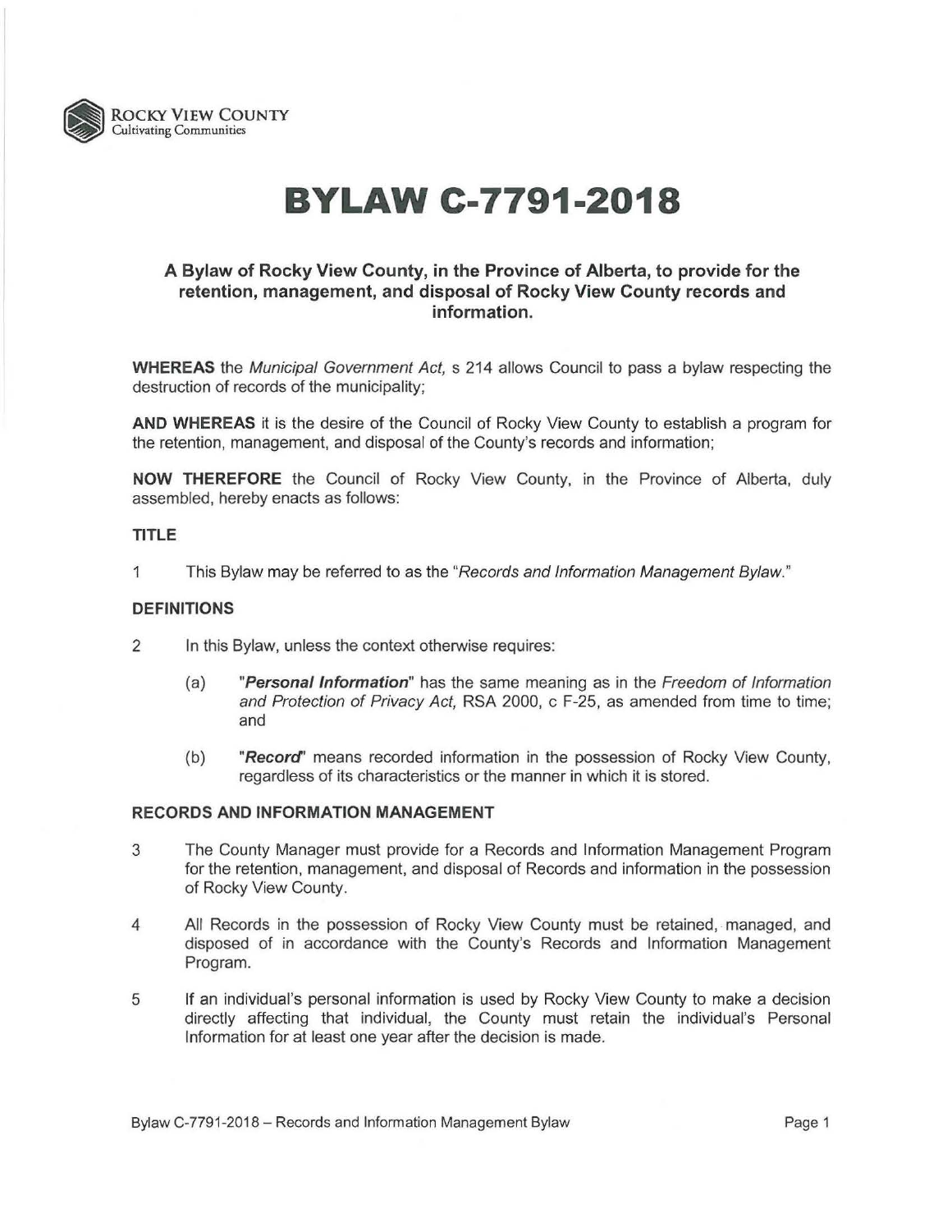ROCKY VIEW COUNTY
Cultivating Communities

# BYLAW C-7791-2018

### A Bylaw of Rocky View County, in the Province of Alberta, to provide for the retention, management, and disposal of Rocky View County records and information.

**WHEREAS** the *Municipal Government Act,* s 214 allows Council to pass a bylaw respecting the destruction of records of the municipality;

**AND WHEREAS** it is the desire of the Council of Rocky View County to establish a program for the retention, management, and disposal of the County's records and information;

**NOW THEREFORE** the Council of Rocky View County, in the Province of Alberta, duly assembled, hereby enacts as follows:

**TITLE**

1 This Bylaw may be referred to as the "*Records and Information Management Bylaw.*"

**DEFINITIONS**

2 In this Bylaw, unless the context otherwise requires:

(a) "***Personal Information***" has the same meaning as in the *Freedom of Information and Protection of Privacy Act,* RSA 2000, c F-25, as amended from time to time; and

(b) "***Record***" means recorded information in the possession of Rocky View County, regardless of its characteristics or the manner in which it is stored.

**RECORDS AND INFORMATION MANAGEMENT**

3 The County Manager must provide for a Records and Information Management Program for the retention, management, and disposal of Records and information in the possession of Rocky View County.

4 All Records in the possession of Rocky View County must be retained, managed, and disposed of in accordance with the County's Records and Information Management Program.

5 If an individual's personal information is used by Rocky View County to make a decision directly affecting that individual, the County must retain the individual's Personal Information for at least one year after the decision is made.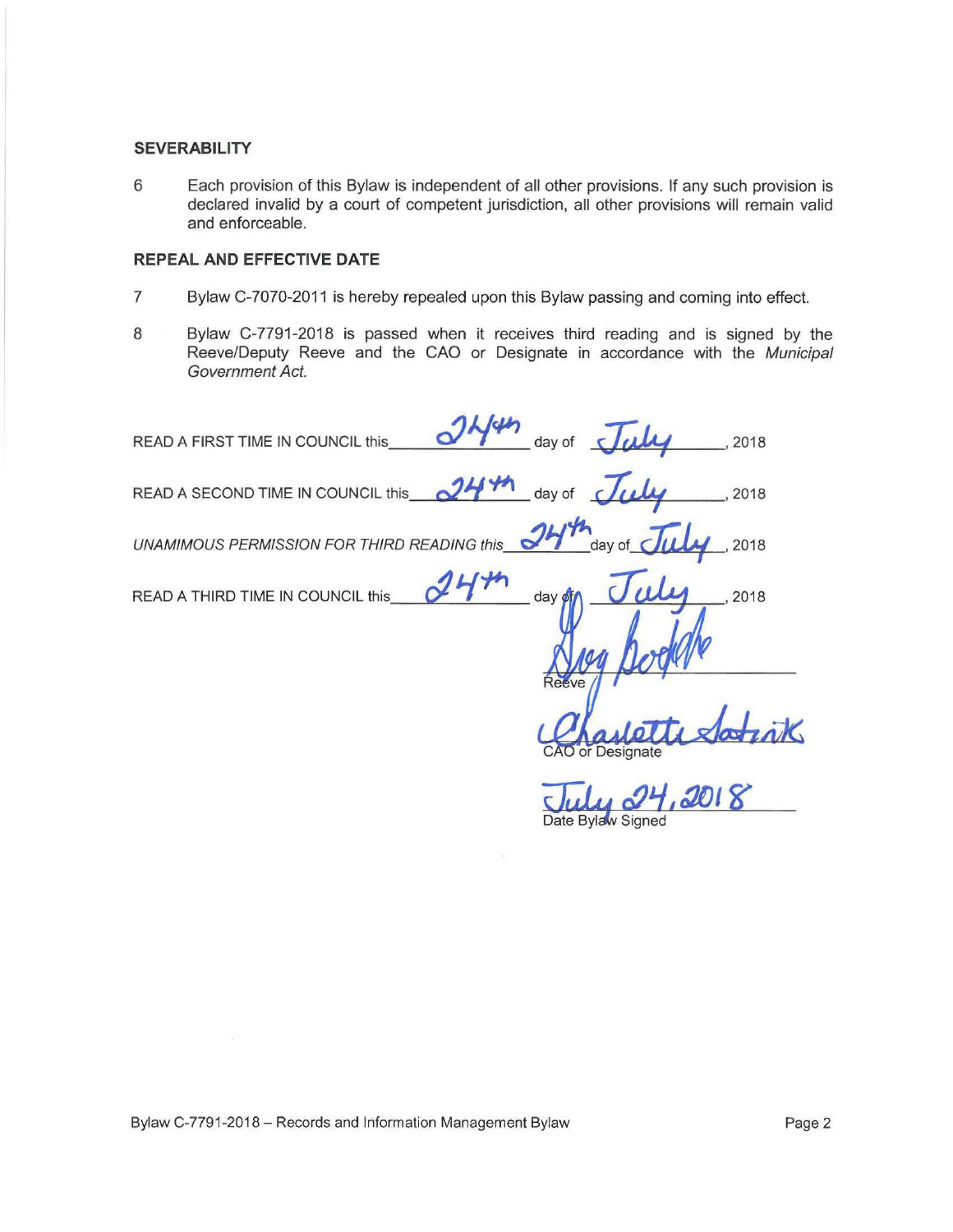### SEVERABILITY

6 Each provision of this Bylaw is independent of all other provisions. If any such provision is declared invalid by a court of competent jurisdiction, all other provisions will remain valid and enforceable.

### REPEAL AND EFFECTIVE DATE

7 Bylaw C-7070-2011 is hereby repealed upon this Bylaw passing and coming into effect.

8 Bylaw C-7791-2018 is passed when it receives third reading and is signed by the Reeve/Deputy Reeve and the CAO or Designate in accordance with the *Municipal Government Act.*

READ A FIRST TIME IN COUNCIL this 24th day of July, 2018

READ A SECOND TIME IN COUNCIL this 24th day of July, 2018

*UNAMIMOUS PERMISSION FOR THIRD READING this* 24th day of July, 2018

READ A THIRD TIME IN COUNCIL this 24th day of July, 2018

Greg Boehlke
Reeve

Charlotte Satink
CAO or Designate

July 24, 2018
Date Bylaw Signed